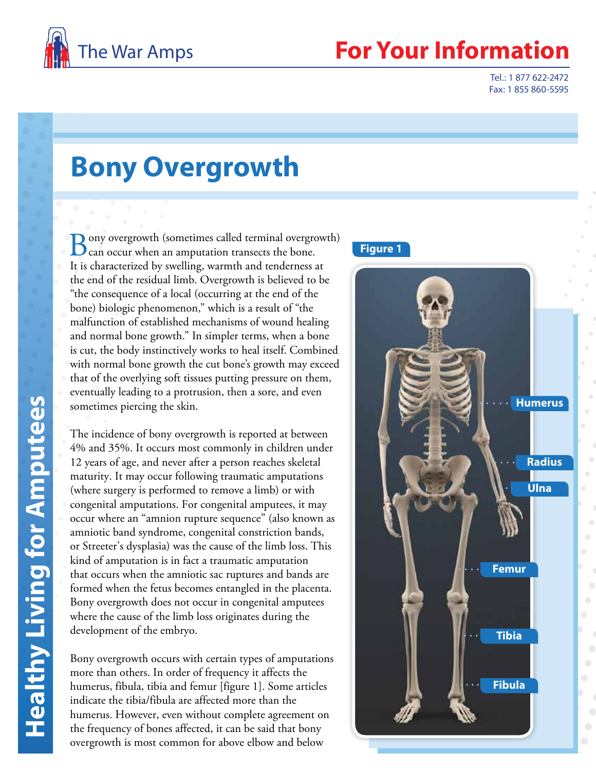The War Amps

**For Your Information**

Tel.: 1 877 622-2472
Fax: 1 855 860-5595

Healthy Living for Amputees

# Bony Overgrowth

Bony overgrowth (sometimes called terminal overgrowth) can occur when an amputation transects the bone. It is characterized by swelling, warmth and tenderness at the end of the residual limb. Overgrowth is believed to be "the consequence of a local (occurring at the end of the bone) biologic phenomenon," which is a result of "the malfunction of established mechanisms of wound healing and normal bone growth." In simpler terms, when a bone is cut, the body instinctively works to heal itself. Combined with normal bone growth the cut bone's growth may exceed that of the overlying soft tissues putting pressure on them, eventually leading to a protrusion, then a sore, and even sometimes piercing the skin.

The incidence of bony overgrowth is reported at between 4% and 35%. It occurs most commonly in children under 12 years of age, and never after a person reaches skeletal maturity. It may occur following traumatic amputations (where surgery is performed to remove a limb) or with congenital amputations. For congenital amputees, it may occur where an "amnion rupture sequence" (also known as amniotic band syndrome, congenital constriction bands, or Streeter's dysplasia) was the cause of the limb loss. This kind of amputation is in fact a traumatic amputation that occurs when the amniotic sac ruptures and bands are formed when the fetus becomes entangled in the placenta. Bony overgrowth does not occur in congenital amputees where the cause of the limb loss originates during the development of the embryo.

Bony overgrowth occurs with certain types of amputations more than others. In order of frequency it affects the humerus, fibula, tibia and femur [figure 1]. Some articles indicate the tibia/fibula are affected more than the humerus. However, even without complete agreement on the frequency of bones affected, it can be said that bony overgrowth is most common for above elbow and below

**Figure 1**

Humerus
Radius
Ulna
Femur
Tibia
Fibula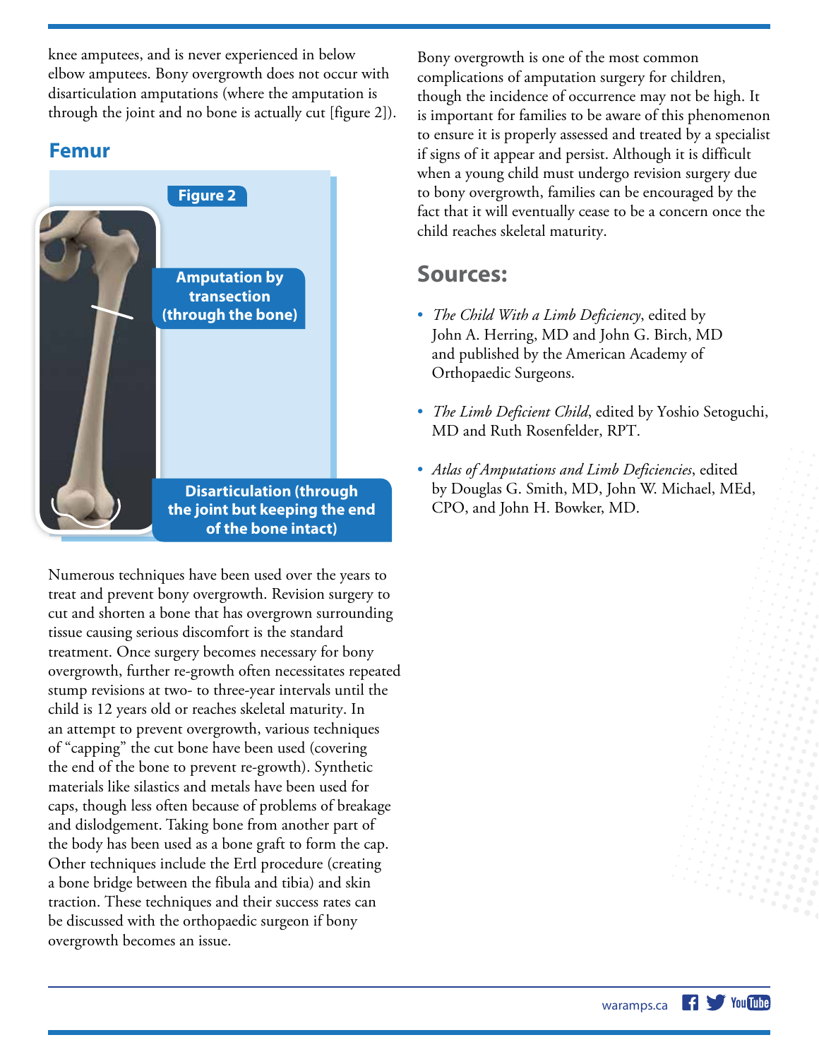knee amputees, and is never experienced in below elbow amputees. Bony overgrowth does not occur with disarticulation amputations (where the amputation is through the joint and no bone is actually cut [figure 2]).

## Femur

Figure 2

Amputation by transection (through the bone)

Disarticulation (through the joint but keeping the end of the bone intact)

Numerous techniques have been used over the years to treat and prevent bony overgrowth. Revision surgery to cut and shorten a bone that has overgrown surrounding tissue causing serious discomfort is the standard treatment. Once surgery becomes necessary for bony overgrowth, further re-growth often necessitates repeated stump revisions at two- to three-year intervals until the child is 12 years old or reaches skeletal maturity. In an attempt to prevent overgrowth, various techniques of "capping" the cut bone have been used (covering the end of the bone to prevent re-growth). Synthetic materials like silastics and metals have been used for caps, though less often because of problems of breakage and dislodgement. Taking bone from another part of the body has been used as a bone graft to form the cap. Other techniques include the Ertl procedure (creating a bone bridge between the fibula and tibia) and skin traction. These techniques and their success rates can be discussed with the orthopaedic surgeon if bony overgrowth becomes an issue.

Bony overgrowth is one of the most common complications of amputation surgery for children, though the incidence of occurrence may not be high. It is important for families to be aware of this phenomenon to ensure it is properly assessed and treated by a specialist if signs of it appear and persist. Although it is difficult when a young child must undergo revision surgery due to bony overgrowth, families can be encouraged by the fact that it will eventually cease to be a concern once the child reaches skeletal maturity.

## Sources:

- *The Child With a Limb Deficiency*, edited by John A. Herring, MD and John G. Birch, MD and published by the American Academy of Orthopaedic Surgeons.
- *The Limb Deficient Child*, edited by Yoshio Setoguchi, MD and Ruth Rosenfelder, RPT.
- *Atlas of Amputations and Limb Deficiencies*, edited by Douglas G. Smith, MD, John W. Michael, MEd, CPO, and John H. Bowker, MD.